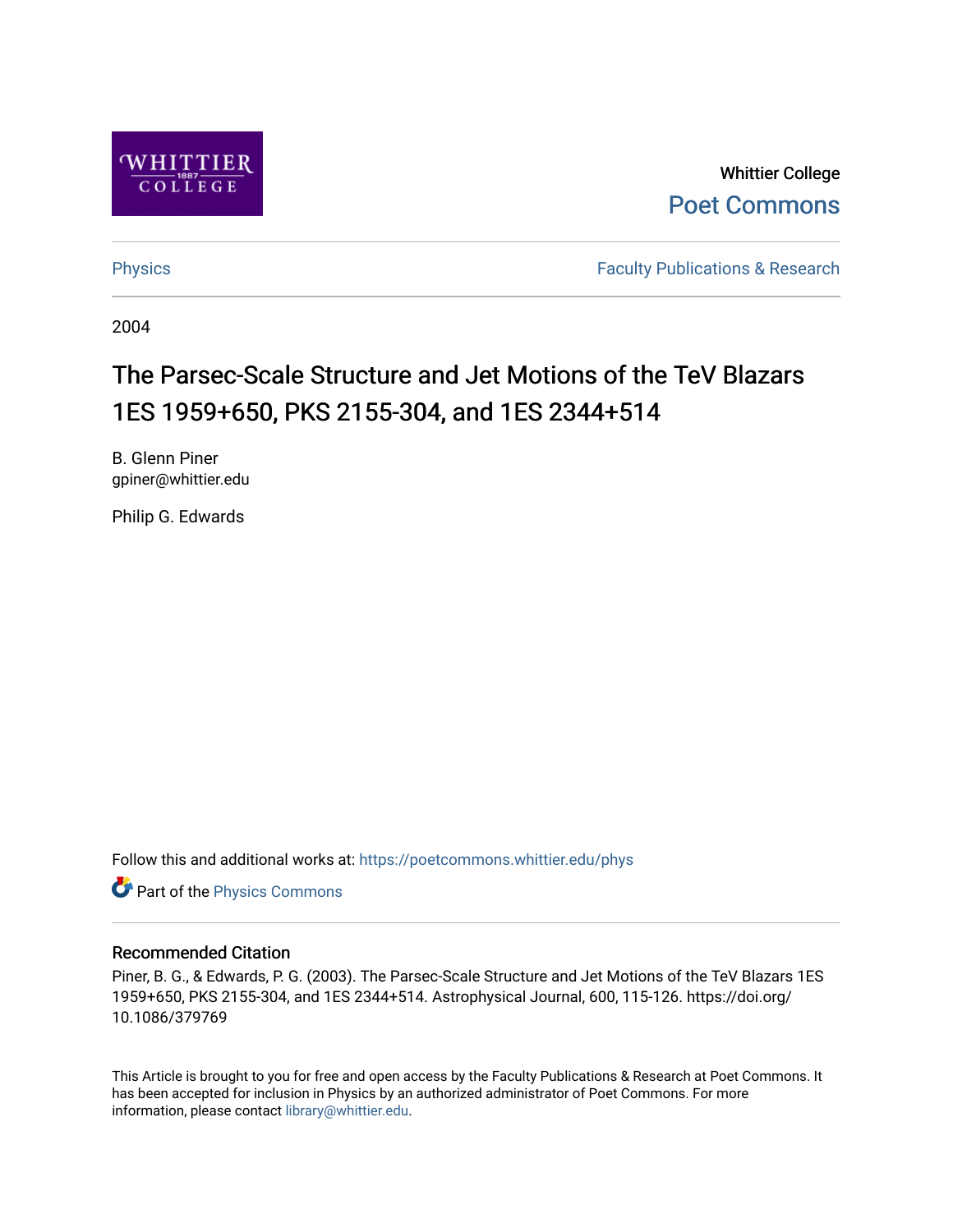Whittier College

Poet Commons

Physics

Faculty Publications & Research

2004

# The Parsec-Scale Structure and Jet Motions of the TeV Blazars 1ES 1959+650, PKS 2155-304, and 1ES 2344+514

B. Glenn Piner
gpiner@whittier.edu

Philip G. Edwards

Follow this and additional works at: https://poetcommons.whittier.edu/phys

Part of the Physics Commons

## Recommended Citation

Piner, B. G., & Edwards, P. G. (2003). The Parsec-Scale Structure and Jet Motions of the TeV Blazars 1ES 1959+650, PKS 2155-304, and 1ES 2344+514. Astrophysical Journal, 600, 115-126. https://doi.org/10.1086/379769

This Article is brought to you for free and open access by the Faculty Publications & Research at Poet Commons. It has been accepted for inclusion in Physics by an authorized administrator of Poet Commons. For more information, please contact library@whittier.edu.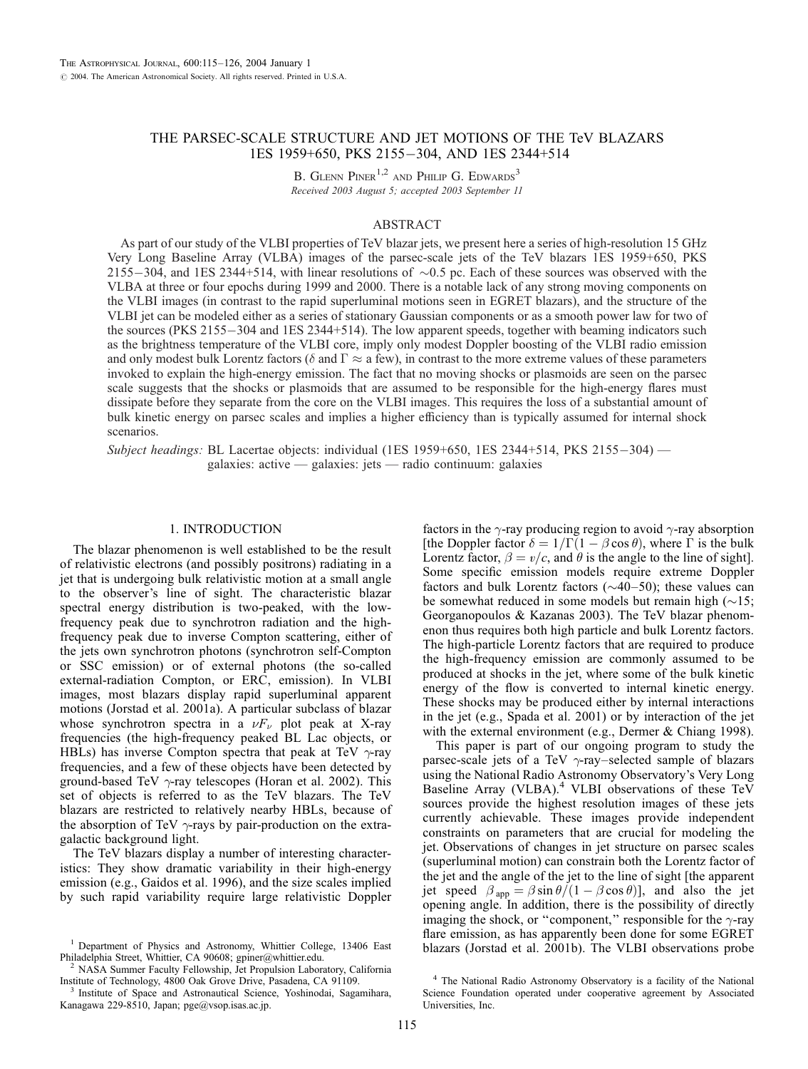# THE PARSEC-SCALE STRUCTURE AND JET MOTIONS OF THE TeV BLAZARS 1ES 1959+650, PKS 2155−304, AND 1ES 2344+514

B. Glenn Piner[1,2] and Philip G. Edwards[3]

*Received 2003 August 5; accepted 2003 September 11*

## ABSTRACT

As part of our study of the VLBI properties of TeV blazar jets, we present here a series of high-resolution 15 GHz Very Long Baseline Array (VLBA) images of the parsec-scale jets of the TeV blazars 1ES 1959+650, PKS 2155−304, and 1ES 2344+514, with linear resolutions of ∼0.5 pc. Each of these sources was observed with the VLBA at three or four epochs during 1999 and 2000. There is a notable lack of any strong moving components on the VLBI images (in contrast to the rapid superluminal motions seen in EGRET blazars), and the structure of the VLBI jet can be modeled either as a series of stationary Gaussian components or as a smooth power law for two of the sources (PKS 2155−304 and 1ES 2344+514). The low apparent speeds, together with beaming indicators such as the brightness temperature of the VLBI core, imply only modest Doppler boosting of the VLBI radio emission and only modest bulk Lorentz factors ($\delta$ and $\Gamma \approx$ a few), in contrast to the more extreme values of these parameters invoked to explain the high-energy emission. The fact that no moving shocks or plasmoids are seen on the parsec scale suggests that the shocks or plasmoids that are assumed to be responsible for the high-energy flares must dissipate before they separate from the core on the VLBI images. This requires the loss of a substantial amount of bulk kinetic energy on parsec scales and implies a higher efficiency than is typically assumed for internal shock scenarios.

*Subject headings:* BL Lacertae objects: individual (1ES 1959+650, 1ES 2344+514, PKS 2155−304) — galaxies: active — galaxies: jets — radio continuum: galaxies

## 1. INTRODUCTION

The blazar phenomenon is well established to be the result of relativistic electrons (and possibly positrons) radiating in a jet that is undergoing bulk relativistic motion at a small angle to the observer's line of sight. The characteristic blazar spectral energy distribution is two-peaked, with the low-frequency peak due to synchrotron radiation and the high-frequency peak due to inverse Compton scattering, either of the jets own synchrotron photons (synchrotron self-Compton or SSC emission) or of external photons (the so-called external-radiation Compton, or ERC, emission). In VLBI images, most blazars display rapid superluminal apparent motions (Jorstad et al. 2001a). A particular subclass of blazar whose synchrotron spectra in a $\nu F_\nu$ plot peak at X-ray frequencies (the high-frequency peaked BL Lac objects, or HBLs) has inverse Compton spectra that peak at TeV $\gamma$-ray frequencies, and a few of these objects have been detected by ground-based TeV $\gamma$-ray telescopes (Horan et al. 2002). This set of objects is referred to as the TeV blazars. The TeV blazars are restricted to relatively nearby HBLs, because of the absorption of TeV $\gamma$-rays by pair-production on the extragalactic background light.

The TeV blazars display a number of interesting characteristics: They show dramatic variability in their high-energy emission (e.g., Gaidos et al. 1996), and the size scales implied by such rapid variability require large relativistic Doppler factors in the $\gamma$-ray producing region to avoid $\gamma$-ray absorption [the Doppler factor $\delta = 1/\Gamma(1-\beta\cos\theta)$, where $\Gamma$ is the bulk Lorentz factor, $\beta = v/c$, and $\theta$ is the angle to the line of sight]. Some specific emission models require extreme Doppler factors and bulk Lorentz factors (∼40–50); these values can be somewhat reduced in some models but remain high (∼15; Georganopoulos & Kazanas 2003). The TeV blazar phenomenon thus requires both high particle and bulk Lorentz factors. The high-particle Lorentz factors that are required to produce the high-frequency emission are commonly assumed to be produced at shocks in the jet, where some of the bulk kinetic energy of the flow is converted to internal kinetic energy. These shocks may be produced either by internal interactions in the jet (e.g., Spada et al. 2001) or by interaction of the jet with the external environment (e.g., Dermer & Chiang 1998).

This paper is part of our ongoing program to study the parsec-scale jets of a TeV $\gamma$-ray–selected sample of blazars using the National Radio Astronomy Observatory's Very Long Baseline Array (VLBA).[4] VLBI observations of these TeV sources provide the highest resolution images of these jets currently achievable. These images provide independent constraints on parameters that are crucial for modeling the jet. Observations of changes in jet structure on parsec scales (superluminal motion) can constrain both the Lorentz factor of the jet and the angle of the jet to the line of sight [the apparent jet speed $\beta_{\rm app} = \beta\sin\theta/(1-\beta\cos\theta)$], and also the jet opening angle. In addition, there is the possibility of directly imaging the shock, or "component," responsible for the $\gamma$-ray flare emission, as has apparently been done for some EGRET blazars (Jorstad et al. 2001b). The VLBI observations probe

[1] Department of Physics and Astronomy, Whittier College, 13406 East Philadelphia Street, Whittier, CA 90608; gpiner@whittier.edu.

[2] NASA Summer Faculty Fellowship, Jet Propulsion Laboratory, California Institute of Technology, 4800 Oak Grove Drive, Pasadena, CA 91109.

[3] Institute of Space and Astronautical Science, Yoshinodai, Sagamihara, Kanagawa 229-8510, Japan; pge@vsop.isas.ac.jp.

[4] The National Radio Astronomy Observatory is a facility of the National Science Foundation operated under cooperative agreement by Associated Universities, Inc.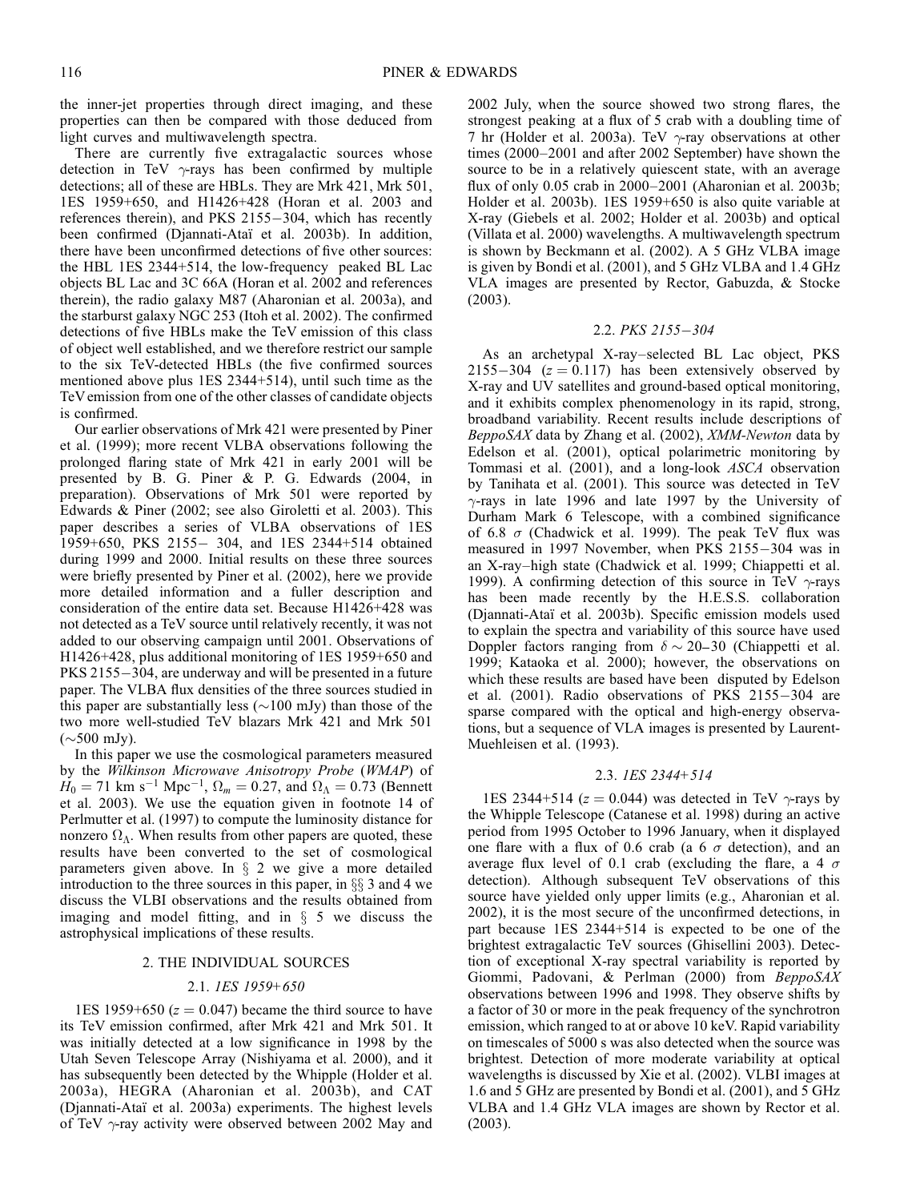the inner-jet properties through direct imaging, and these properties can then be compared with those deduced from light curves and multiwavelength spectra.

There are currently five extragalactic sources whose detection in TeV $\gamma$-rays has been confirmed by multiple detections; all of these are HBLs. They are Mrk 421, Mrk 501, 1ES 1959+650, and H1426+428 (Horan et al. 2003 and references therein), and PKS 2155−304, which has recently been confirmed (Djannati-Ataï et al. 2003b). In addition, there have been unconfirmed detections of five other sources: the HBL 1ES 2344+514, the low-frequency peaked BL Lac objects BL Lac and 3C 66A (Horan et al. 2002 and references therein), the radio galaxy M87 (Aharonian et al. 2003a), and the starburst galaxy NGC 253 (Itoh et al. 2002). The confirmed detections of five HBLs make the TeV emission of this class of object well established, and we therefore restrict our sample to the six TeV-detected HBLs (the five confirmed sources mentioned above plus 1ES 2344+514), until such time as the TeV emission from one of the other classes of candidate objects is confirmed.

Our earlier observations of Mrk 421 were presented by Piner et al. (1999); more recent VLBA observations following the prolonged flaring state of Mrk 421 in early 2001 will be presented by B. G. Piner & P. G. Edwards (2004, in preparation). Observations of Mrk 501 were reported by Edwards & Piner (2002; see also Giroletti et al. 2003). This paper describes a series of VLBA observations of 1ES 1959+650, PKS 2155− 304, and 1ES 2344+514 obtained during 1999 and 2000. Initial results on these three sources were briefly presented by Piner et al. (2002), here we provide more detailed information and a fuller description and consideration of the entire data set. Because H1426+428 was not detected as a TeV source until relatively recently, it was not added to our observing campaign until 2001. Observations of H1426+428, plus additional monitoring of 1ES 1959+650 and PKS 2155−304, are underway and will be presented in a future paper. The VLBA flux densities of the three sources studied in this paper are substantially less ($\sim$100 mJy) than those of the two more well-studied TeV blazars Mrk 421 and Mrk 501 ($\sim$500 mJy).

In this paper we use the cosmological parameters measured by the *Wilkinson Microwave Anisotropy Probe* (*WMAP*) of $H_0 = 71$ km s$^{-1}$ Mpc$^{-1}$, $\Omega_m = 0.27$, and $\Omega_\Lambda = 0.73$ (Bennett et al. 2003). We use the equation given in footnote 14 of Perlmutter et al. (1997) to compute the luminosity distance for nonzero $\Omega_\Lambda$. When results from other papers are quoted, these results have been converted to the set of cosmological parameters given above. In § 2 we give a more detailed introduction to the three sources in this paper, in §§ 3 and 4 we discuss the VLBI observations and the results obtained from imaging and model fitting, and in § 5 we discuss the astrophysical implications of these results.

## 2. THE INDIVIDUAL SOURCES

### 2.1. *1ES 1959+650*

1ES 1959+650 ($z = 0.047$) became the third source to have its TeV emission confirmed, after Mrk 421 and Mrk 501. It was initially detected at a low significance in 1998 by the Utah Seven Telescope Array (Nishiyama et al. 2000), and it has subsequently been detected by the Whipple (Holder et al. 2003a), HEGRA (Aharonian et al. 2003b), and CAT (Djannati-Ataï et al. 2003a) experiments. The highest levels of TeV $\gamma$-ray activity were observed between 2002 May and 2002 July, when the source showed two strong flares, the strongest peaking at a flux of 5 crab with a doubling time of 7 hr (Holder et al. 2003a). TeV $\gamma$-ray observations at other times (2000–2001 and after 2002 September) have shown the source to be in a relatively quiescent state, with an average flux of only 0.05 crab in 2000–2001 (Aharonian et al. 2003b; Holder et al. 2003b). 1ES 1959+650 is also quite variable at X-ray (Giebels et al. 2002; Holder et al. 2003b) and optical (Villata et al. 2000) wavelengths. A multiwavelength spectrum is shown by Beckmann et al. (2002). A 5 GHz VLBA image is given by Bondi et al. (2001), and 5 GHz VLBA and 1.4 GHz VLA images are presented by Rector, Gabuzda, & Stocke (2003).

### 2.2. *PKS 2155−304*

As an archetypal X-ray–selected BL Lac object, PKS 2155−304 ($z = 0.117$) has been extensively observed by X-ray and UV satellites and ground-based optical monitoring, and it exhibits complex phenomenology in its rapid, strong, broadband variability. Recent results include descriptions of *BeppoSAX* data by Zhang et al. (2002), *XMM-Newton* data by Edelson et al. (2001), optical polarimetric monitoring by Tommasi et al. (2001), and a long-look *ASCA* observation by Tanihata et al. (2001). This source was detected in TeV $\gamma$-rays in late 1996 and late 1997 by the University of Durham Mark 6 Telescope, with a combined significance of 6.8 $\sigma$ (Chadwick et al. 1999). The peak TeV flux was measured in 1997 November, when PKS 2155−304 was in an X-ray–high state (Chadwick et al. 1999; Chiappetti et al. 1999). A confirming detection of this source in TeV $\gamma$-rays has been made recently by the H.E.S.S. collaboration (Djannati-Ataï et al. 2003b). Specific emission models used to explain the spectra and variability of this source have used Doppler factors ranging from $\delta \sim 20$–30 (Chiappetti et al. 1999; Kataoka et al. 2000); however, the observations on which these results are based have been disputed by Edelson et al. (2001). Radio observations of PKS 2155−304 are sparse compared with the optical and high-energy observations, but a sequence of VLA images is presented by Laurent-Muehleisen et al. (1993).

### 2.3. *1ES 2344+514*

1ES 2344+514 ($z = 0.044$) was detected in TeV $\gamma$-rays by the Whipple Telescope (Catanese et al. 1998) during an active period from 1995 October to 1996 January, when it displayed one flare with a flux of 0.6 crab (a 6 $\sigma$ detection), and an average flux level of 0.1 crab (excluding the flare, a 4 $\sigma$ detection). Although subsequent TeV observations of this source have yielded only upper limits (e.g., Aharonian et al. 2002), it is the most secure of the unconfirmed detections, in part because 1ES 2344+514 is expected to be one of the brightest extragalactic TeV sources (Ghisellini 2003). Detection of exceptional X-ray spectral variability is reported by Giommi, Padovani, & Perlman (2000) from *BeppoSAX* observations between 1996 and 1998. They observe shifts by a factor of 30 or more in the peak frequency of the synchrotron emission, which ranged to at or above 10 keV. Rapid variability on timescales of 5000 s was also detected when the source was brightest. Detection of more moderate variability at optical wavelengths is discussed by Xie et al. (2002). VLBI images at 1.6 and 5 GHz are presented by Bondi et al. (2001), and 5 GHz VLBA and 1.4 GHz VLA images are shown by Rector et al. (2003).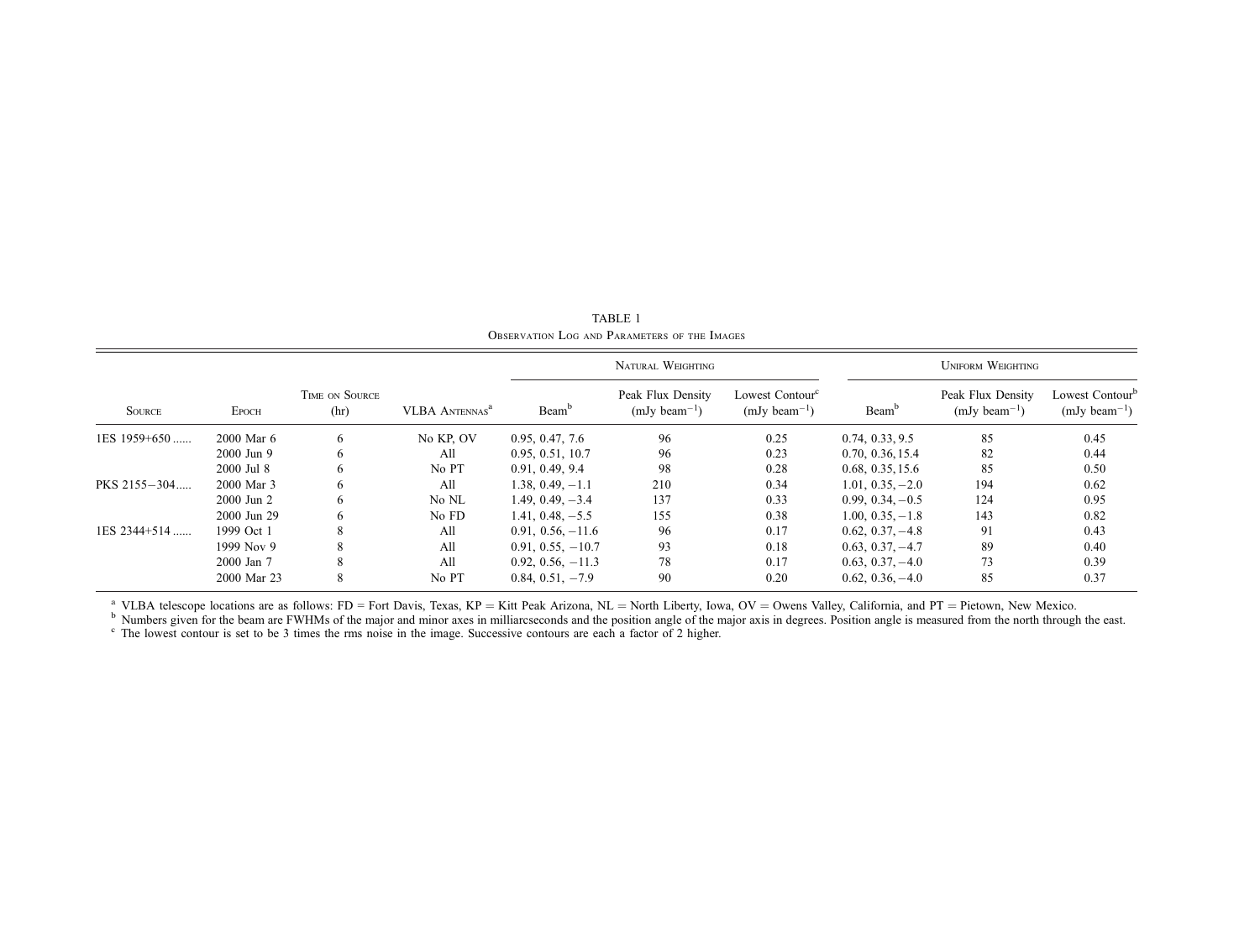TABLE 1

Observation Log and Parameters of the Images

| Source | Epoch | Time on Source (hr) | VLBA Antennas[a] | Natural Weighting | | | Uniform Weighting | | |
|---|---|---|---|---|---|---|---|---|---|
| | | | | Beam[b] | Peak Flux Density (mJy beam$^{-1}$) | Lowest Contour[c] (mJy beam$^{-1}$) | Beam[b] | Peak Flux Density (mJy beam$^{-1}$) | Lowest Contour[b] (mJy beam$^{-1}$) |
| 1ES 1959+650 ...... | 2000 Mar 6 | 6 | No KP, OV | 0.95, 0.47, 7.6 | 96 | 0.25 | 0.74, 0.33, 9.5 | 85 | 0.45 |
| | 2000 Jun 9 | 6 | All | 0.95, 0.51, 10.7 | 96 | 0.23 | 0.70, 0.36, 15.4 | 82 | 0.44 |
| | 2000 Jul 8 | 6 | No PT | 0.91, 0.49, 9.4 | 98 | 0.28 | 0.68, 0.35, 15.6 | 85 | 0.50 |
| PKS 2155−304..... | 2000 Mar 3 | 6 | All | 1.38, 0.49, −1.1 | 210 | 0.34 | 1.01, 0.35, −2.0 | 194 | 0.62 |
| | 2000 Jun 2 | 6 | No NL | 1.49, 0.49, −3.4 | 137 | 0.33 | 0.99, 0.34, −0.5 | 124 | 0.95 |
| | 2000 Jun 29 | 6 | No FD | 1.41, 0.48, −5.5 | 155 | 0.38 | 1.00, 0.35, −1.8 | 143 | 0.82 |
| 1ES 2344+514 ...... | 1999 Oct 1 | 8 | All | 0.91, 0.56, −11.6 | 96 | 0.17 | 0.62, 0.37, −4.8 | 91 | 0.43 |
| | 1999 Nov 9 | 8 | All | 0.91, 0.55, −10.7 | 93 | 0.18 | 0.63, 0.37, −4.7 | 89 | 0.40 |
| | 2000 Jan 7 | 8 | All | 0.92, 0.56, −11.3 | 78 | 0.17 | 0.63, 0.37, −4.0 | 73 | 0.39 |
| | 2000 Mar 23 | 8 | No PT | 0.84, 0.51, −7.9 | 90 | 0.20 | 0.62, 0.36, −4.0 | 85 | 0.37 |

[a] VLBA telescope locations are as follows: FD = Fort Davis, Texas, KP = Kitt Peak Arizona, NL = North Liberty, Iowa, OV = Owens Valley, California, and PT = Pietown, New Mexico.

[b] Numbers given for the beam are FWHMs of the major and minor axes in milliarcseconds and the position angle of the major axis in degrees. Position angle is measured from the north through the east.

[c] The lowest contour is set to be 3 times the rms noise in the image. Successive contours are each a factor of 2 higher.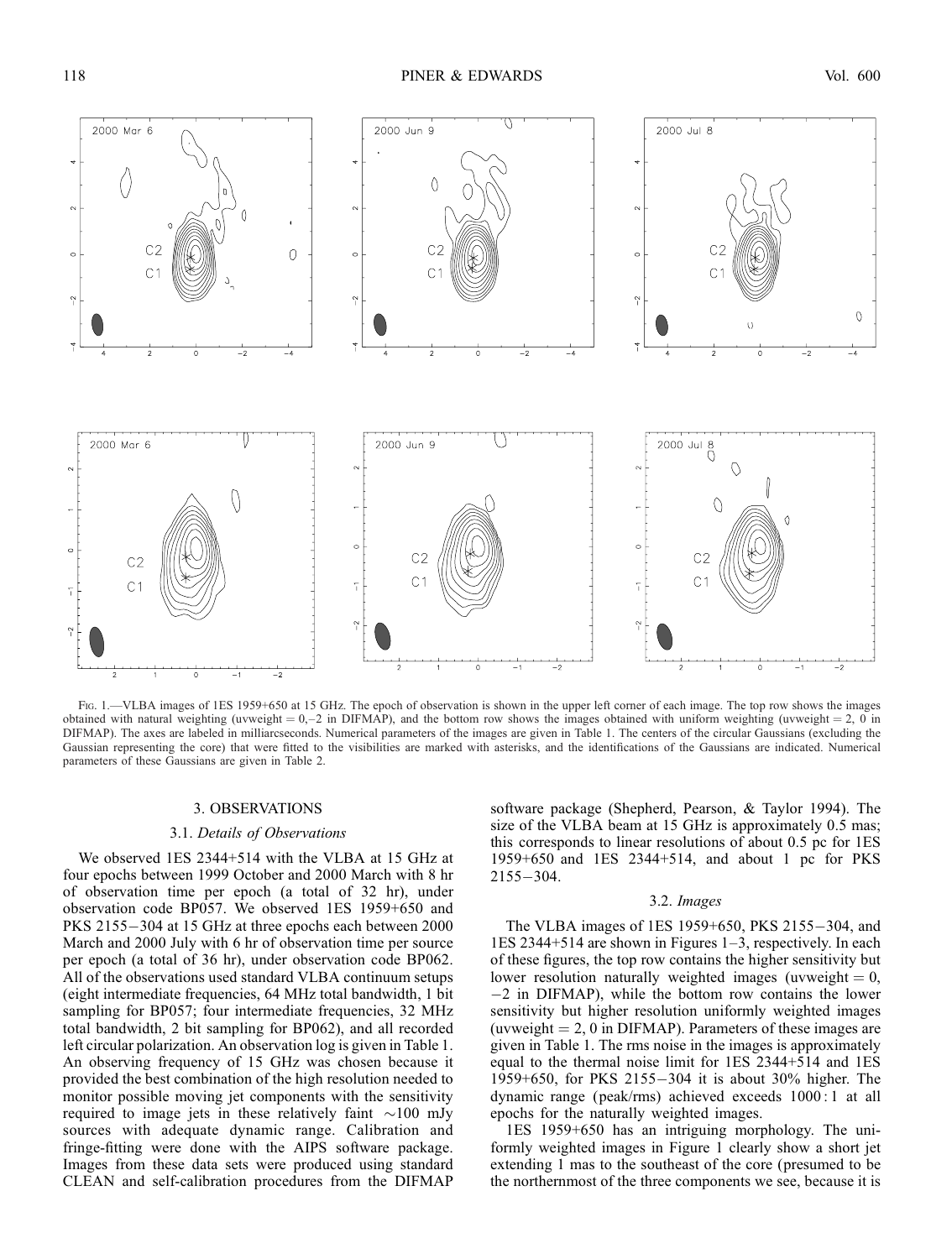Fig. 1.—VLBA images of 1ES 1959+650 at 15 GHz. The epoch of observation is shown in the upper left corner of each image. The top row shows the images obtained with natural weighting (uvweight = 0,−2 in DIFMAP), and the bottom row shows the images obtained with uniform weighting (uvweight = 2, 0 in DIFMAP). The axes are labeled in milliarcseconds. Numerical parameters of the images are given in Table 1. The centers of the circular Gaussians (excluding the Gaussian representing the core) that were fitted to the visibilities are marked with asterisks, and the identifications of the Gaussians are indicated. Numerical parameters of these Gaussians are given in Table 2.

## 3. OBSERVATIONS

### 3.1. *Details of Observations*

We observed 1ES 2344+514 with the VLBA at 15 GHz at four epochs between 1999 October and 2000 March with 8 hr of observation time per epoch (a total of 32 hr), under observation code BP057. We observed 1ES 1959+650 and PKS 2155−304 at 15 GHz at three epochs each between 2000 March and 2000 July with 6 hr of observation time per source per epoch (a total of 36 hr), under observation code BP062. All of the observations used standard VLBA continuum setups (eight intermediate frequencies, 64 MHz total bandwidth, 1 bit sampling for BP057; four intermediate frequencies, 32 MHz total bandwidth, 2 bit sampling for BP062), and all recorded left circular polarization. An observation log is given in Table 1. An observing frequency of 15 GHz was chosen because it provided the best combination of the high resolution needed to monitor possible moving jet components with the sensitivity required to image jets in these relatively faint ∼100 mJy sources with adequate dynamic range. Calibration and fringe-fitting were done with the AIPS software package. Images from these data sets were produced using standard CLEAN and self-calibration procedures from the DIFMAP software package (Shepherd, Pearson, & Taylor 1994). The size of the VLBA beam at 15 GHz is approximately 0.5 mas; this corresponds to linear resolutions of about 0.5 pc for 1ES 1959+650 and 1ES 2344+514, and about 1 pc for PKS 2155−304.

### 3.2. *Images*

The VLBA images of 1ES 1959+650, PKS 2155−304, and 1ES 2344+514 are shown in Figures 1–3, respectively. In each of these figures, the top row contains the higher sensitivity but lower resolution naturally weighted images (uvweight = 0, −2 in DIFMAP), while the bottom row contains the lower sensitivity but higher resolution uniformly weighted images (uvweight = 2, 0 in DIFMAP). Parameters of these images are given in Table 1. The rms noise in the images is approximately equal to the thermal noise limit for 1ES 2344+514 and 1ES 1959+650, for PKS 2155−304 it is about 30% higher. The dynamic range (peak/rms) achieved exceeds 1000 : 1 at all epochs for the naturally weighted images.

1ES 1959+650 has an intriguing morphology. The uniformly weighted images in Figure 1 clearly show a short jet extending 1 mas to the southeast of the core (presumed to be the northernmost of the three components we see, because it is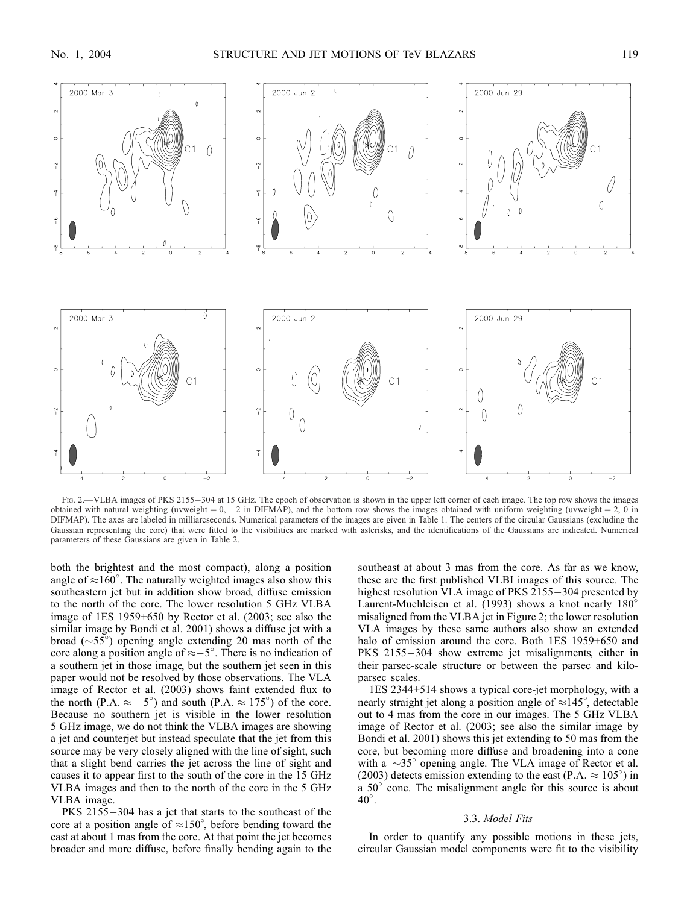FIG. 2.—VLBA images of PKS 2155−304 at 15 GHz. The epoch of observation is shown in the upper left corner of each image. The top row shows the images obtained with natural weighting (uvweight = 0, −2 in DIFMAP), and the bottom row shows the images obtained with uniform weighting (uvweight = 2, 0 in DIFMAP). The axes are labeled in milliarcseconds. Numerical parameters of the images are given in Table 1. The centers of the circular Gaussians (excluding the Gaussian representing the core) that were fitted to the visibilities are marked with asterisks, and the identifications of the Gaussians are indicated. Numerical parameters of these Gaussians are given in Table 2.

both the brightest and the most compact), along a position angle of $\approx 160°$. The naturally weighted images also show this southeastern jet but in addition show broad, diffuse emission to the north of the core. The lower resolution 5 GHz VLBA image of 1ES 1959+650 by Rector et al. (2003; see also the similar image by Bondi et al. 2001) shows a diffuse jet with a broad ($\sim 55°$) opening angle extending 20 mas north of the core along a position angle of $\approx -5°$. There is no indication of a southern jet in those image, but the southern jet seen in this paper would not be resolved by those observations. The VLA image of Rector et al. (2003) shows faint extended flux to the north (P.A. $\approx -5°$) and south (P.A. $\approx 175°$) of the core. Because no southern jet is visible in the lower resolution 5 GHz image, we do not think the VLBA images are showing a jet and counterjet but instead speculate that the jet from this source may be very closely aligned with the line of sight, such that a slight bend carries the jet across the line of sight and causes it to appear first to the south of the core in the 15 GHz VLBA images and then to the north of the core in the 5 GHz VLBA image.

PKS 2155−304 has a jet that starts to the southeast of the core at a position angle of $\approx 150°$, before bending toward the east at about 1 mas from the core. At that point the jet becomes broader and more diffuse, before finally bending again to the southeast at about 3 mas from the core. As far as we know, these are the first published VLBI images of this source. The highest resolution VLA image of PKS 2155−304 presented by Laurent-Muehleisen et al. (1993) shows a knot nearly 180° misaligned from the VLBA jet in Figure 2; the lower resolution VLA images by these same authors also show an extended halo of emission around the core. Both 1ES 1959+650 and PKS 2155−304 show extreme jet misalignments, either in their parsec-scale structure or between the parsec and kiloparsec scales.

1ES 2344+514 shows a typical core-jet morphology, with a nearly straight jet along a position angle of $\approx 145°$, detectable out to 4 mas from the core in our images. The 5 GHz VLBA image of Rector et al. (2003; see also the similar image by Bondi et al. 2001) shows this jet extending to 50 mas from the core, but becoming more diffuse and broadening into a cone with a $\sim 35°$ opening angle. The VLA image of Rector et al. (2003) detects emission extending to the east (P.A. $\approx 105°$) in a 50° cone. The misalignment angle for this source is about 40°.

### 3.3. *Model Fits*

In order to quantify any possible motions in these jets, circular Gaussian model components were fit to the visibility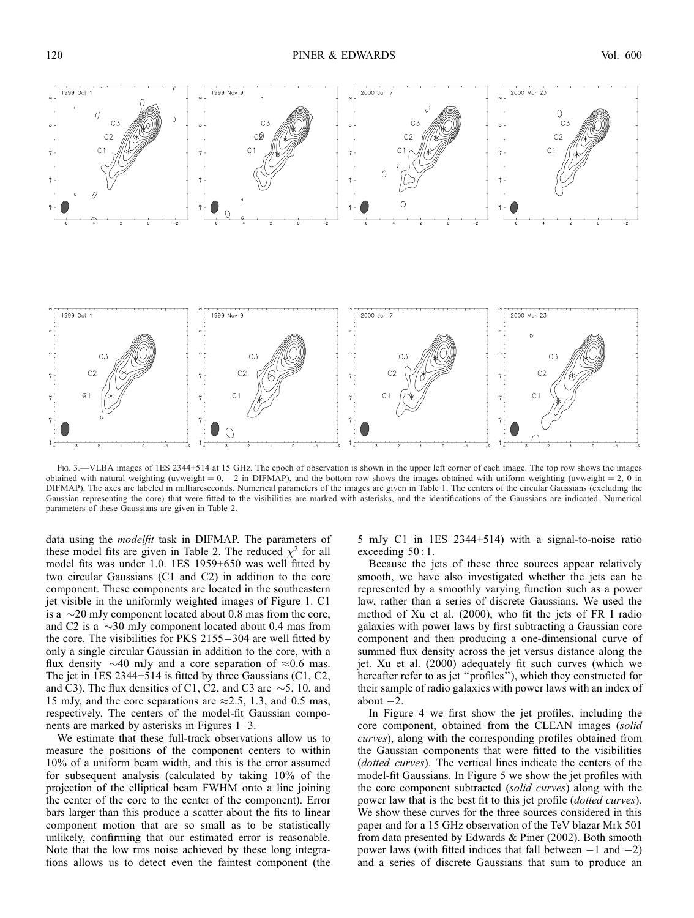FIG. 3.—VLBA images of 1ES 2344+514 at 15 GHz. The epoch of observation is shown in the upper left corner of each image. The top row shows the images obtained with natural weighting (uvweight = 0, −2 in DIFMAP), and the bottom row shows the images obtained with uniform weighting (uvweight = 2, 0 in DIFMAP). The axes are labeled in milliarcseconds. Numerical parameters of the images are given in Table 1. The centers of the circular Gaussians (excluding the Gaussian representing the core) that were fitted to the visibilities are marked with asterisks, and the identifications of the Gaussians are indicated. Numerical parameters of these Gaussians are given in Table 2.

data using the *modelfit* task in DIFMAP. The parameters of these model fits are given in Table 2. The reduced $\chi^2$ for all model fits was under 1.0. 1ES 1959+650 was well fitted by two circular Gaussians (C1 and C2) in addition to the core component. These components are located in the southeastern jet visible in the uniformly weighted images of Figure 1. C1 is a $\sim$20 mJy component located about 0.8 mas from the core, and C2 is a $\sim$30 mJy component located about 0.4 mas from the core. The visibilities for PKS 2155−304 are well fitted by only a single circular Gaussian in addition to the core, with a flux density $\sim$40 mJy and a core separation of $\approx$0.6 mas. The jet in 1ES 2344+514 is fitted by three Gaussians (C1, C2, and C3). The flux densities of C1, C2, and C3 are $\sim$5, 10, and 15 mJy, and the core separations are $\approx$2.5, 1.3, and 0.5 mas, respectively. The centers of the model-fit Gaussian components are marked by asterisks in Figures 1–3.

We estimate that these full-track observations allow us to measure the positions of the component centers to within 10% of a uniform beam width, and this is the error assumed for subsequent analysis (calculated by taking 10% of the projection of the elliptical beam FWHM onto a line joining the center of the core to the center of the component). Error bars larger than this produce a scatter about the fits to linear component motion that are so small as to be statistically unlikely, confirming that our estimated error is reasonable. Note that the low rms noise achieved by these long integrations allows us to detect even the faintest component (the 5 mJy C1 in 1ES 2344+514) with a signal-to-noise ratio exceeding 50 : 1.

Because the jets of these three sources appear relatively smooth, we have also investigated whether the jets can be represented by a smoothly varying function such as a power law, rather than a series of discrete Gaussians. We used the method of Xu et al. (2000), who fit the jets of FR I radio galaxies with power laws by first subtracting a Gaussian core component and then producing a one-dimensional curve of summed flux density across the jet versus distance along the jet. Xu et al. (2000) adequately fit such curves (which we hereafter refer to as jet "profiles"), which they constructed for their sample of radio galaxies with power laws with an index of about −2.

In Figure 4 we first show the jet profiles, including the core component, obtained from the CLEAN images (*solid curves*), along with the corresponding profiles obtained from the Gaussian components that were fitted to the visibilities (*dotted curves*). The vertical lines indicate the centers of the model-fit Gaussians. In Figure 5 we show the jet profiles with the core component subtracted (*solid curves*) along with the power law that is the best fit to this jet profile (*dotted curves*). We show these curves for the three sources considered in this paper and for a 15 GHz observation of the TeV blazar Mrk 501 from data presented by Edwards & Piner (2002). Both smooth power laws (with fitted indices that fall between −1 and −2) and a series of discrete Gaussians that sum to produce an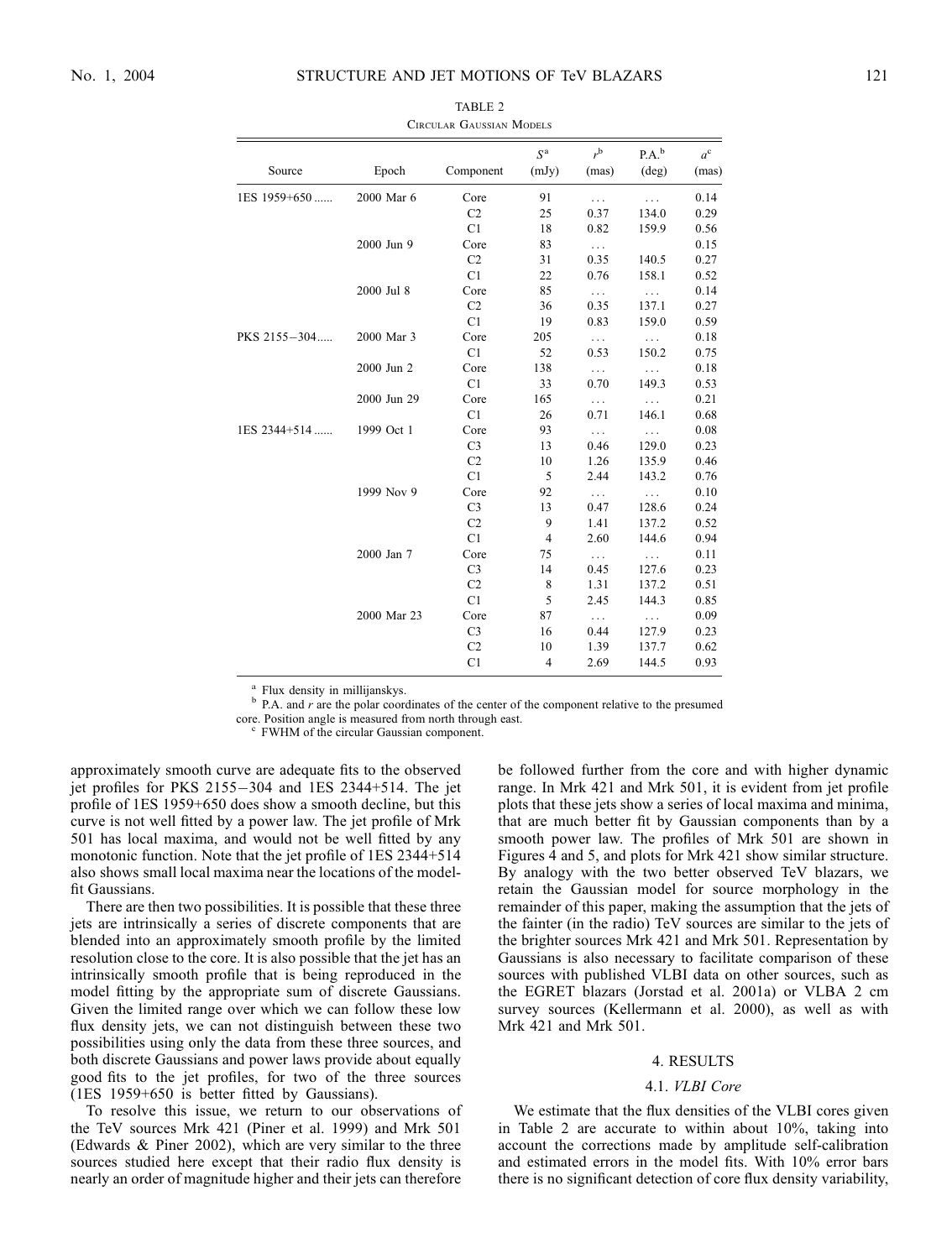TABLE 2

Circular Gaussian Models

| Source | Epoch | Component | $S$[a] (mJy) | $r$[b] (mas) | P.A.[b] (deg) | $a$[c] (mas) |
|---|---|---|---|---|---|---|
| 1ES 1959+650 ...... | 2000 Mar 6 | Core | 91 | ... | ... | 0.14 |
| | | C2 | 25 | 0.37 | 134.0 | 0.29 |
| | | C1 | 18 | 0.82 | 159.9 | 0.56 |
| | 2000 Jun 9 | Core | 83 | ... | | 0.15 |
| | | C2 | 31 | 0.35 | 140.5 | 0.27 |
| | | C1 | 22 | 0.76 | 158.1 | 0.52 |
| | 2000 Jul 8 | Core | 85 | ... | ... | 0.14 |
| | | C2 | 36 | 0.35 | 137.1 | 0.27 |
| | | C1 | 19 | 0.83 | 159.0 | 0.59 |
| PKS 2155−304..... | 2000 Mar 3 | Core | 205 | ... | ... | 0.18 |
| | | C1 | 52 | 0.53 | 150.2 | 0.75 |
| | 2000 Jun 2 | Core | 138 | ... | ... | 0.18 |
| | | C1 | 33 | 0.70 | 149.3 | 0.53 |
| | 2000 Jun 29 | Core | 165 | ... | ... | 0.21 |
| | | C1 | 26 | 0.71 | 146.1 | 0.68 |
| 1ES 2344+514 ...... | 1999 Oct 1 | Core | 93 | ... | ... | 0.08 |
| | | C3 | 13 | 0.46 | 129.0 | 0.23 |
| | | C2 | 10 | 1.26 | 135.9 | 0.46 |
| | | C1 | 5 | 2.44 | 143.2 | 0.76 |
| | 1999 Nov 9 | Core | 92 | ... | ... | 0.10 |
| | | C3 | 13 | 0.47 | 128.6 | 0.24 |
| | | C2 | 9 | 1.41 | 137.2 | 0.52 |
| | | C1 | 4 | 2.60 | 144.6 | 0.94 |
| | 2000 Jan 7 | Core | 75 | ... | ... | 0.11 |
| | | C3 | 14 | 0.45 | 127.6 | 0.23 |
| | | C2 | 8 | 1.31 | 137.2 | 0.51 |
| | | C1 | 5 | 2.45 | 144.3 | 0.85 |
| | 2000 Mar 23 | Core | 87 | ... | ... | 0.09 |
| | | C3 | 16 | 0.44 | 127.9 | 0.23 |
| | | C2 | 10 | 1.39 | 137.7 | 0.62 |
| | | C1 | 4 | 2.69 | 144.5 | 0.93 |

[a] Flux density in millijanskys.

[b] P.A. and $r$ are the polar coordinates of the center of the component relative to the presumed core. Position angle is measured from north through east.

[c] FWHM of the circular Gaussian component.

approximately smooth curve are adequate fits to the observed jet profiles for PKS 2155−304 and 1ES 2344+514. The jet profile of 1ES 1959+650 does show a smooth decline, but this curve is not well fitted by a power law. The jet profile of Mrk 501 has local maxima, and would not be well fitted by any monotonic function. Note that the jet profile of 1ES 2344+514 also shows small local maxima near the locations of the model-fit Gaussians.

There are then two possibilities. It is possible that these three jets are intrinsically a series of discrete components that are blended into an approximately smooth profile by the limited resolution close to the core. It is also possible that the jet has an intrinsically smooth profile that is being reproduced in the model fitting by the appropriate sum of discrete Gaussians. Given the limited range over which we can follow these low flux density jets, we can not distinguish between these two possibilities using only the data from these three sources, and both discrete Gaussians and power laws provide about equally good fits to the jet profiles, for two of the three sources (1ES 1959+650 is better fitted by Gaussians).

To resolve this issue, we return to our observations of the TeV sources Mrk 421 (Piner et al. 1999) and Mrk 501 (Edwards & Piner 2002), which are very similar to the three sources studied here except that their radio flux density is nearly an order of magnitude higher and their jets can therefore be followed further from the core and with higher dynamic range. In Mrk 421 and Mrk 501, it is evident from jet profile plots that these jets show a series of local maxima and minima, that are much better fit by Gaussian components than by a smooth power law. The profiles of Mrk 501 are shown in Figures 4 and 5, and plots for Mrk 421 show similar structure. By analogy with the two better observed TeV blazars, we retain the Gaussian model for source morphology in the remainder of this paper, making the assumption that the jets of the fainter (in the radio) TeV sources are similar to the jets of the brighter sources Mrk 421 and Mrk 501. Representation by Gaussians is also necessary to facilitate comparison of these sources with published VLBI data on other sources, such as the EGRET blazars (Jorstad et al. 2001a) or VLBA 2 cm survey sources (Kellermann et al. 2000), as well as with Mrk 421 and Mrk 501.

## 4. RESULTS

### 4.1. *VLBI Core*

We estimate that the flux densities of the VLBI cores given in Table 2 are accurate to within about 10%, taking into account the corrections made by amplitude self-calibration and estimated errors in the model fits. With 10% error bars there is no significant detection of core flux density variability,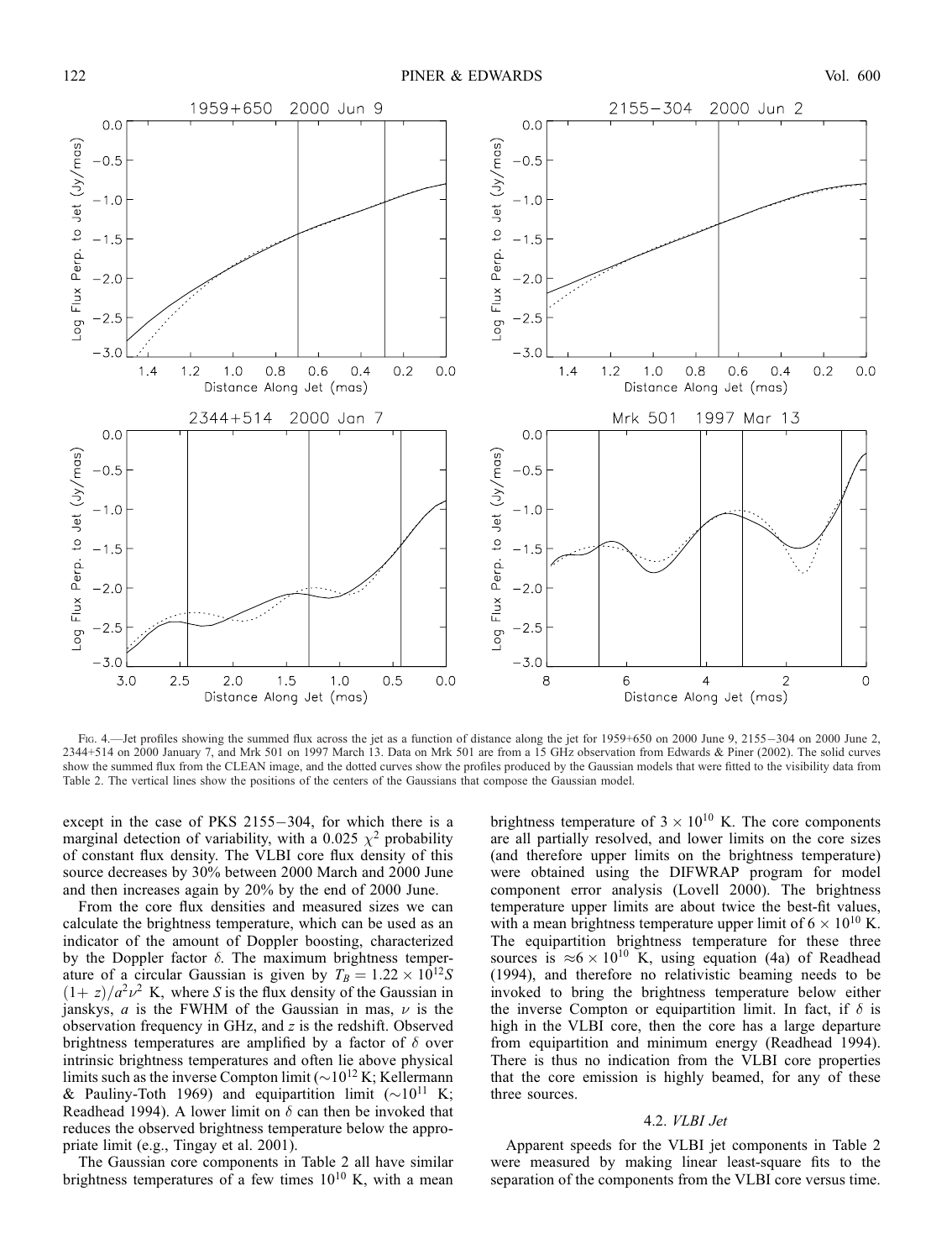Fig. 4.—Jet profiles showing the summed flux across the jet as a function of distance along the jet for 1959+650 on 2000 June 9, 2155−304 on 2000 June 2, 2344+514 on 2000 January 7, and Mrk 501 on 1997 March 13. Data on Mrk 501 are from a 15 GHz observation from Edwards & Piner (2002). The solid curves show the summed flux from the CLEAN image, and the dotted curves show the profiles produced by the Gaussian models that were fitted to the visibility data from Table 2. The vertical lines show the positions of the centers of the Gaussians that compose the Gaussian model.

except in the case of PKS 2155−304, for which there is a marginal detection of variability, with a 0.025 $\chi^2$ probability of constant flux density. The VLBI core flux density of this source decreases by 30% between 2000 March and 2000 June and then increases again by 20% by the end of 2000 June.

From the core flux densities and measured sizes we can calculate the brightness temperature, which can be used as an indicator of the amount of Doppler boosting, characterized by the Doppler factor $\delta$. The maximum brightness temperature of a circular Gaussian is given by $T_B = 1.22 \times 10^{12} S (1+z)/a^2\nu^2$ K, where $S$ is the flux density of the Gaussian in janskys, $a$ is the FWHM of the Gaussian in mas, $\nu$ is the observation frequency in GHz, and $z$ is the redshift. Observed brightness temperatures are amplified by a factor of $\delta$ over intrinsic brightness temperatures and often lie above physical limits such as the inverse Compton limit ($\sim 10^{12}$ K; Kellermann & Pauliny-Toth 1969) and equipartition limit ($\sim 10^{11}$ K; Readhead 1994). A lower limit on $\delta$ can then be invoked that reduces the observed brightness temperature below the appropriate limit (e.g., Tingay et al. 2001).

The Gaussian core components in Table 2 all have similar brightness temperatures of a few times $10^{10}$ K, with a mean brightness temperature of $3 \times 10^{10}$ K. The core components are all partially resolved, and lower limits on the core sizes (and therefore upper limits on the brightness temperature) were obtained using the DIFWRAP program for model component error analysis (Lovell 2000). The brightness temperature upper limits are about twice the best-fit values, with a mean brightness temperature upper limit of $6 \times 10^{10}$ K. The equipartition brightness temperature for these three sources is $\approx 6 \times 10^{10}$ K, using equation (4a) of Readhead (1994), and therefore no relativistic beaming needs to be invoked to bring the brightness temperature below either the inverse Compton or equipartition limit. In fact, if $\delta$ is high in the VLBI core, then the core has a large departure from equipartition and minimum energy (Readhead 1994). There is thus no indication from the VLBI core properties that the core emission is highly beamed, for any of these three sources.

### 4.2. *VLBI Jet*

Apparent speeds for the VLBI jet components in Table 2 were measured by making linear least-square fits to the separation of the components from the VLBI core versus time.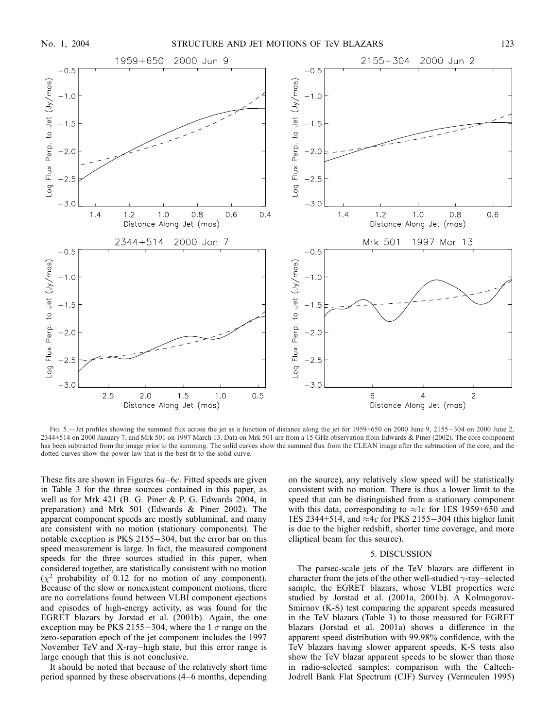FIG. 5.—Jet profiles showing the summed flux across the jet as a function of distance along the jet for 1959+650 on 2000 June 9, 2155−304 on 2000 June 2, 2344+514 on 2000 January 7, and Mrk 501 on 1997 March 13. Data on Mrk 501 are from a 15 GHz observation from Edwards & Piner (2002). The core component has been subtracted from the image prior to the summing. The solid curves show the summed flux from the CLEAN image after the subtraction of the core, and the dotted curves show the power law that is the best fit to the solid curve.

These fits are shown in Figures 6*a*–6*c*. Fitted speeds are given in Table 3 for the three sources contained in this paper, as well as for Mrk 421 (B. G. Piner & P. G. Edwards 2004, in preparation) and Mrk 501 (Edwards & Piner 2002). The apparent component speeds are mostly subluminal, and many are consistent with no motion (stationary components). The notable exception is PKS 2155−304, but the error bar on this speed measurement is large. In fact, the measured component speeds for the three sources studied in this paper, when considered together, are statistically consistent with no motion ($\chi^2$ probability of 0.12 for no motion of any component). Because of the slow or nonexistent component motions, there are no correlations found between VLBI component ejections and episodes of high-energy activity, as was found for the EGRET blazars by Jorstad et al. (2001b). Again, the one exception may be PKS 2155−304, where the 1 $\sigma$ range on the zero-separation epoch of the jet component includes the 1997 November TeV and X-ray–high state, but this error range is large enough that this is not conclusive.

It should be noted that because of the relatively short time period spanned by these observations (4–6 months, depending on the source), any relatively slow speed will be statistically consistent with no motion. There is thus a lower limit to the speed that can be distinguished from a stationary component with this data, corresponding to $\approx 1c$ for 1ES 1959+650 and 1ES 2344+514, and $\approx 4c$ for PKS 2155−304 (this higher limit is due to the higher redshift, shorter time coverage, and more elliptical beam for this source).

## 5. DISCUSSION

The parsec-scale jets of the TeV blazars are different in character from the jets of the other well-studied $\gamma$-ray–selected sample, the EGRET blazars, whose VLBI properties were studied by Jorstad et al. (2001a, 2001b). A Kolmogorov-Smirnov (K-S) test comparing the apparent speeds measured in the TeV blazars (Table 3) to those measured for EGRET blazars (Jorstad et al. 2001a) shows a difference in the apparent speed distribution with 99.98% confidence, with the TeV blazars having slower apparent speeds. K-S tests also show the TeV blazar apparent speeds to be slower than those in radio-selected samples: comparison with the Caltech-Jodrell Bank Flat Spectrum (CJF) Survey (Vermeulen 1995)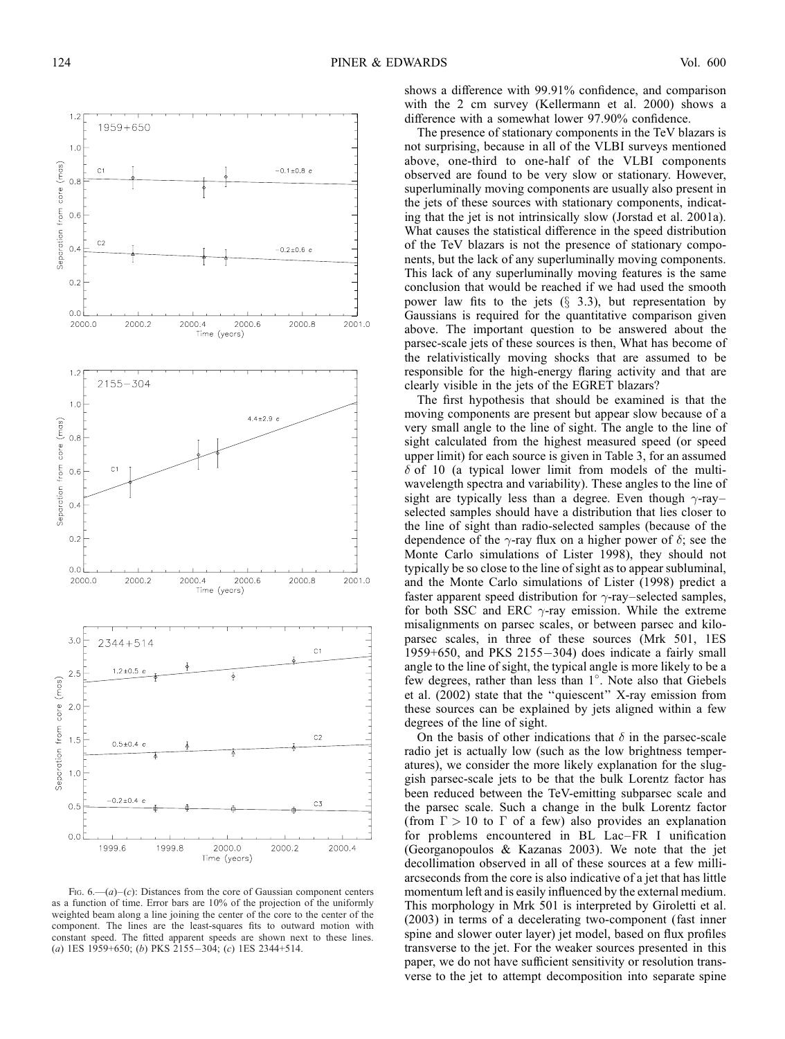FIG. 6.—(a)–(c): Distances from the core of Gaussian component centers as a function of time. Error bars are 10% of the projection of the uniformly weighted beam along a line joining the center of the core to the center of the component. The lines are the least-squares fits to outward motion with constant speed. The fitted apparent speeds are shown next to these lines. (a) 1ES 1959+650; (b) PKS 2155−304; (c) 1ES 2344+514.

shows a difference with 99.91% confidence, and comparison with the 2 cm survey (Kellermann et al. 2000) shows a difference with a somewhat lower 97.90% confidence.

The presence of stationary components in the TeV blazars is not surprising, because in all of the VLBI surveys mentioned above, one-third to one-half of the VLBI components observed are found to be very slow or stationary. However, superluminally moving components are usually also present in the jets of these sources with stationary components, indicating that the jet is not intrinsically slow (Jorstad et al. 2001a). What causes the statistical difference in the speed distribution of the TeV blazars is not the presence of stationary components, but the lack of any superluminally moving components. This lack of any superluminally moving features is the same conclusion that would be reached if we had used the smooth power law fits to the jets (§ 3.3), but representation by Gaussians is required for the quantitative comparison given above. The important question to be answered about the parsec-scale jets of these sources is then, What has become of the relativistically moving shocks that are assumed to be responsible for the high-energy flaring activity and that are clearly visible in the jets of the EGRET blazars?

The first hypothesis that should be examined is that the moving components are present but appear slow because of a very small angle to the line of sight. The angle to the line of sight calculated from the highest measured speed (or speed upper limit) for each source is given in Table 3, for an assumed $\delta$ of 10 (a typical lower limit from models of the multiwavelength spectra and variability). These angles to the line of sight are typically less than a degree. Even though $\gamma$-ray–selected samples should have a distribution that lies closer to the line of sight than radio-selected samples (because of the dependence of the $\gamma$-ray flux on a higher power of $\delta$; see the Monte Carlo simulations of Lister 1998), they should not typically be so close to the line of sight as to appear subluminal, and the Monte Carlo simulations of Lister (1998) predict a faster apparent speed distribution for $\gamma$-ray–selected samples, for both SSC and ERC $\gamma$-ray emission. While the extreme misalignments on parsec scales, or between parsec and kiloparsec scales, in three of these sources (Mrk 501, 1ES 1959+650, and PKS 2155−304) does indicate a fairly small angle to the line of sight, the typical angle is more likely to be a few degrees, rather than less than 1°. Note also that Giebels et al. (2002) state that the "quiescent" X-ray emission from these sources can be explained by jets aligned within a few degrees of the line of sight.

On the basis of other indications that $\delta$ in the parsec-scale radio jet is actually low (such as the low brightness temperatures), we consider the more likely explanation for the sluggish parsec-scale jets to be that the bulk Lorentz factor has been reduced between the TeV-emitting subparsec scale and the parsec scale. Such a change in the bulk Lorentz factor (from $\Gamma > 10$ to $\Gamma$ of a few) also provides an explanation for problems encountered in BL Lac–FR I unification (Georganopoulos & Kazanas 2003). We note that the jet decollimation observed in all of these sources at a few milliarcseconds from the core is also indicative of a jet that has little momentum left and is easily influenced by the external medium. This morphology in Mrk 501 is interpreted by Giroletti et al. (2003) in terms of a decelerating two-component (fast inner spine and slower outer layer) jet model, based on flux profiles transverse to the jet. For the weaker sources presented in this paper, we do not have sufficient sensitivity or resolution transverse to the jet to attempt decomposition into separate spine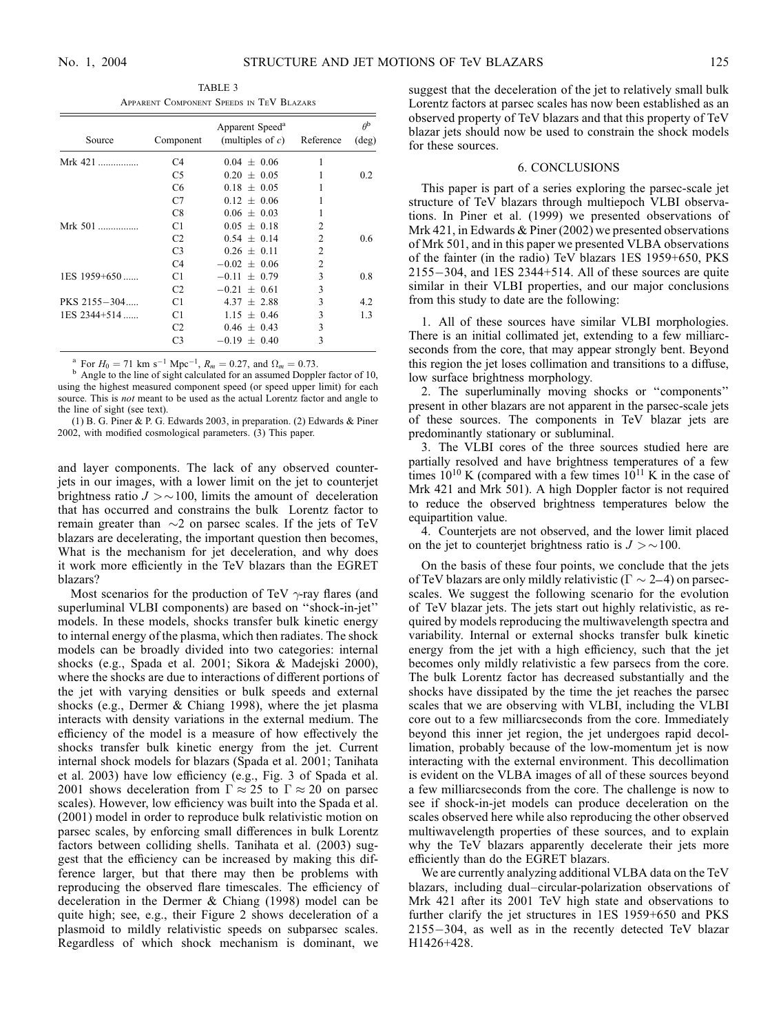TABLE 3

Apparent Component Speeds in TeV Blazars

| Source | Component | Apparent Speed[a] (multiples of $c$) | Reference | $\theta$[b] (deg) |
|---|---|---|---|---|
| Mrk 421 ................ | C4 | $0.04 \pm 0.06$ | 1 | |
| | C5 | $0.20 \pm 0.05$ | 1 | 0.2 |
| | C6 | $0.18 \pm 0.05$ | 1 | |
| | C7 | $0.12 \pm 0.06$ | 1 | |
| | C8 | $0.06 \pm 0.03$ | 1 | |
| Mrk 501 ................ | C1 | $0.05 \pm 0.18$ | 2 | |
| | C2 | $0.54 \pm 0.14$ | 2 | 0.6 |
| | C3 | $0.26 \pm 0.11$ | 2 | |
| | C4 | $-0.02 \pm 0.06$ | 2 | |
| 1ES 1959+650 ...... | C1 | $-0.11 \pm 0.79$ | 3 | 0.8 |
| | C2 | $-0.21 \pm 0.61$ | 3 | |
| PKS 2155−304..... | C1 | $4.37 \pm 2.88$ | 3 | 4.2 |
| 1ES 2344+514 ...... | C1 | $1.15 \pm 0.46$ | 3 | 1.3 |
| | C2 | $0.46 \pm 0.43$ | 3 | |
| | C3 | $-0.19 \pm 0.40$ | 3 | |

[a] For $H_0 = 71$ km s$^{-1}$ Mpc$^{-1}$, $R_m = 0.27$, and $\Omega_m = 0.73$.

[b] Angle to the line of sight calculated for an assumed Doppler factor of 10, using the highest measured component speed (or speed upper limit) for each source. This is *not* meant to be used as the actual Lorentz factor and angle to the line of sight (see text).

(1) B. G. Piner & P. G. Edwards 2003, in preparation. (2) Edwards & Piner 2002, with modified cosmological parameters. (3) This paper.

and layer components. The lack of any observed counterjets in our images, with a lower limit on the jet to counterjet brightness ratio $J > \sim 100$, limits the amount of deceleration that has occurred and constrains the bulk Lorentz factor to remain greater than $\sim 2$ on parsec scales. If the jets of TeV blazars are decelerating, the important question then becomes, What is the mechanism for jet deceleration, and why does it work more efficiently in the TeV blazars than the EGRET blazars?

Most scenarios for the production of TeV $\gamma$-ray flares (and superluminal VLBI components) are based on "shock-in-jet" models. In these models, shocks transfer bulk kinetic energy to internal energy of the plasma, which then radiates. The shock models can be broadly divided into two categories: internal shocks (e.g., Spada et al. 2001; Sikora & Madejski 2000), where the shocks are due to interactions of different portions of the jet with varying densities or bulk speeds and external shocks (e.g., Dermer & Chiang 1998), where the jet plasma interacts with density variations in the external medium. The efficiency of the model is a measure of how effectively the shocks transfer bulk kinetic energy from the jet. Current internal shock models for blazars (Spada et al. 2001; Tanihata et al. 2003) have low efficiency (e.g., Fig. 3 of Spada et al. 2001 shows deceleration from $\Gamma \approx 25$ to $\Gamma \approx 20$ on parsec scales). However, low efficiency was built into the Spada et al. (2001) model in order to reproduce bulk relativistic motion on parsec scales, by enforcing small differences in bulk Lorentz factors between colliding shells. Tanihata et al. (2003) suggest that the efficiency can be increased by making this difference larger, but that there may then be problems with reproducing the observed flare timescales. The efficiency of deceleration in the Dermer & Chiang (1998) model can be quite high; see, e.g., their Figure 2 shows deceleration of a plasmoid to mildly relativistic speeds on subparsec scales. Regardless of which shock mechanism is dominant, we suggest that the deceleration of the jet to relatively small bulk Lorentz factors at parsec scales has now been established as an observed property of TeV blazars and that this property of TeV blazar jets should now be used to constrain the shock models for these sources.

## 6. CONCLUSIONS

This paper is part of a series exploring the parsec-scale jet structure of TeV blazars through multiepoch VLBI observations. In Piner et al. (1999) we presented observations of Mrk 421, in Edwards & Piner (2002) we presented observations of Mrk 501, and in this paper we presented VLBA observations of the fainter (in the radio) TeV blazars 1ES 1959+650, PKS 2155−304, and 1ES 2344+514. All of these sources are quite similar in their VLBI properties, and our major conclusions from this study to date are the following:

1. All of these sources have similar VLBI morphologies. There is an initial collimated jet, extending to a few milliarcseconds from the core, that may appear strongly bent. Beyond this region the jet loses collimation and transitions to a diffuse, low surface brightness morphology.

2. The superluminally moving shocks or "components" present in other blazars are not apparent in the parsec-scale jets of these sources. The components in TeV blazar jets are predominantly stationary or subluminal.

3. The VLBI cores of the three sources studied here are partially resolved and have brightness temperatures of a few times $10^{10}$ K (compared with a few times $10^{11}$ K in the case of Mrk 421 and Mrk 501). A high Doppler factor is not required to reduce the observed brightness temperatures below the equipartition value.

4. Counterjets are not observed, and the lower limit placed on the jet to counterjet brightness ratio is $J > \sim 100$.

On the basis of these four points, we conclude that the jets of TeV blazars are only mildly relativistic ($\Gamma \sim 2$–4) on parsec-scales. We suggest the following scenario for the evolution of TeV blazar jets. The jets start out highly relativistic, as required by models reproducing the multiwavelength spectra and variability. Internal or external shocks transfer bulk kinetic energy from the jet with a high efficiency, such that the jet becomes only mildly relativistic a few parsecs from the core. The bulk Lorentz factor has decreased substantially and the shocks have dissipated by the time the jet reaches the parsec scales that we are observing with VLBI, including the VLBI core out to a few milliarcseconds from the core. Immediately beyond this inner jet region, the jet undergoes rapid decollimation, probably because of the low-momentum jet is now interacting with the external environment. This decollimation is evident on the VLBA images of all of these sources beyond a few milliarcseconds from the core. The challenge is now to see if shock-in-jet models can produce deceleration on the scales observed here while also reproducing the other observed multiwavelength properties of these sources, and to explain why the TeV blazars apparently decelerate their jets more efficiently than do the EGRET blazars.

We are currently analyzing additional VLBA data on the TeV blazars, including dual–circular-polarization observations of Mrk 421 after its 2001 TeV high state and observations to further clarify the jet structures in 1ES 1959+650 and PKS 2155−304, as well as in the recently detected TeV blazar H1426+428.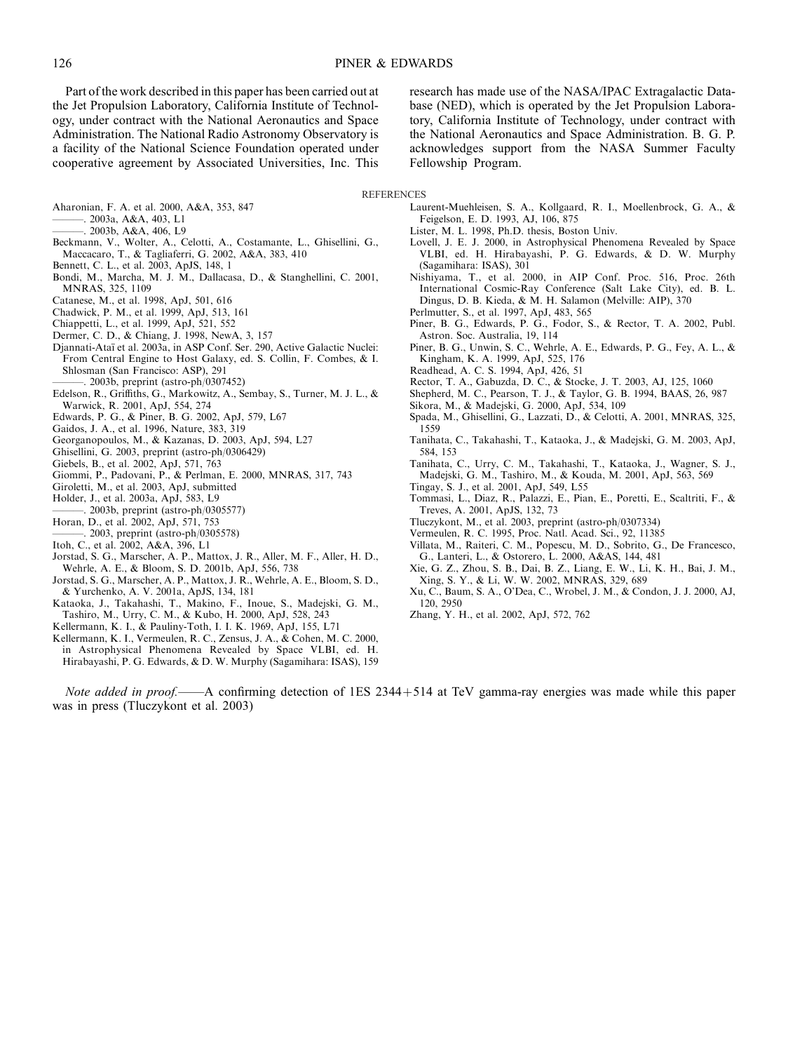Part of the work described in this paper has been carried out at the Jet Propulsion Laboratory, California Institute of Technology, under contract with the National Aeronautics and Space Administration. The National Radio Astronomy Observatory is a facility of the National Science Foundation operated under cooperative agreement by Associated Universities, Inc. This research has made use of the NASA/IPAC Extragalactic Database (NED), which is operated by the Jet Propulsion Laboratory, California Institute of Technology, under contract with the National Aeronautics and Space Administration. B. G. P. acknowledges support from the NASA Summer Faculty Fellowship Program.

## REFERENCES

Aharonian, F. A. et al. 2000, A&A, 353, 847
———. 2003a, A&A, 403, L1
———. 2003b, A&A, 406, L9
Beckmann, V., Wolter, A., Celotti, A., Costamante, L., Ghisellini, G., Maccacaro, T., & Tagliaferri, G. 2002, A&A, 383, 410
Bennett, C. L., et al. 2003, ApJS, 148, 1
Bondi, M., Marcha, M. J. M., Dallacasa, D., & Stanghellini, C. 2001, MNRAS, 325, 1109
Catanese, M., et al. 1998, ApJ, 501, 616
Chadwick, P. M., et al. 1999, ApJ, 513, 161
Chiappetti, L., et al. 1999, ApJ, 521, 552
Dermer, C. D., & Chiang, J. 1998, NewA, 3, 157
Djannati-Ataï et al. 2003a, in ASP Conf. Ser. 290, Active Galactic Nuclei: From Central Engine to Host Galaxy, ed. S. Collin, F. Combes, & I. Shlosman (San Francisco: ASP), 291
———. 2003b, preprint (astro-ph/0307452)
Edelson, R., Griffiths, G., Markowitz, A., Sembay, S., Turner, M. J. L., & Warwick, R. 2001, ApJ, 554, 274
Edwards, P. G., & Piner, B. G. 2002, ApJ, 579, L67
Gaidos, J. A., et al. 1996, Nature, 383, 319
Georganopoulos, M., & Kazanas, D. 2003, ApJ, 594, L27
Ghisellini, G. 2003, preprint (astro-ph/0306429)
Giebels, B., et al. 2002, ApJ, 571, 763
Giommi, P., Padovani, P., & Perlman, E. 2000, MNRAS, 317, 743
Giroletti, M., et al. 2003, ApJ, submitted
Holder, J., et al. 2003a, ApJ, 583, L9
———. 2003b, preprint (astro-ph/0305577)
Horan, D., et al. 2002, ApJ, 571, 753
———. 2003, preprint (astro-ph/0305578)
Itoh, C., et al. 2002, A&A, 396, L1
Jorstad, S. G., Marscher, A. P., Mattox, J. R., Aller, M. F., Aller, H. D., Wehrle, A. E., & Bloom, S. D. 2001b, ApJ, 556, 738
Jorstad, S. G., Marscher, A. P., Mattox, J. R., Wehrle, A. E., Bloom, S. D., & Yurchenko, A. V. 2001a, ApJS, 134, 181
Kataoka, J., Takahashi, T., Makino, F., Inoue, S., Madejski, G. M., Tashiro, M., Urry, C. M., & Kubo, H. 2000, ApJ, 528, 243
Kellermann, K. I., & Pauliny-Toth, I. I. K. 1969, ApJ, 155, L71
Kellermann, K. I., Vermeulen, R. C., Zensus, J. A., & Cohen, M. C. 2000, in Astrophysical Phenomena Revealed by Space VLBI, ed. H. Hirabayashi, P. G. Edwards, & D. W. Murphy (Sagamihara: ISAS), 159
Laurent-Muehleisen, S. A., Kollgaard, R. I., Moellenbrock, G. A., & Feigelson, E. D. 1993, AJ, 106, 875
Lister, M. L. 1998, Ph.D. thesis, Boston Univ.
Lovell, J. E. J. 2000, in Astrophysical Phenomena Revealed by Space VLBI, ed. H. Hirabayashi, P. G. Edwards, & D. W. Murphy (Sagamihara: ISAS), 301
Nishiyama, T., et al. 2000, in AIP Conf. Proc. 516, Proc. 26th International Cosmic-Ray Conference (Salt Lake City), ed. B. L. Dingus, D. B. Kieda, & M. H. Salamon (Melville: AIP), 370
Perlmutter, S., et al. 1997, ApJ, 483, 565
Piner, B. G., Edwards, P. G., Fodor, S., & Rector, T. A. 2002, Publ. Astron. Soc. Australia, 19, 114
Piner, B. G., Unwin, S. C., Wehrle, A. E., Edwards, P. G., Fey, A. L., & Kingham, K. A. 1999, ApJ, 525, 176
Readhead, A. C. S. 1994, ApJ, 426, 51
Rector, T. A., Gabuzda, D. C., & Stocke, J. T. 2003, AJ, 125, 1060
Shepherd, M. C., Pearson, T. J., & Taylor, G. B. 1994, BAAS, 26, 987
Sikora, M., & Madejski, G. 2000, ApJ, 534, 109
Spada, M., Ghisellini, G., Lazzati, D., & Celotti, A. 2001, MNRAS, 325, 1559
Tanihata, C., Takahashi, T., Kataoka, J., & Madejski, G. M. 2003, ApJ, 584, 153
Tanihata, C., Urry, C. M., Takahashi, T., Kataoka, J., Wagner, S. J., Madejski, G. M., Tashiro, M., & Kouda, M. 2001, ApJ, 563, 569
Tingay, S. J., et al. 2001, ApJ, 549, L55
Tommasi, L., Diaz, R., Palazzi, E., Pian, E., Poretti, E., Scaltriti, F., & Treves, A. 2001, ApJS, 132, 73
Tluczykont, M., et al. 2003, preprint (astro-ph/0307334)
Vermeulen, R. C. 1995, Proc. Natl. Acad. Sci., 92, 11385
Villata, M., Raiteri, C. M., Popescu, M. D., Sobrito, G., De Francesco, G., Lanteri, L., & Ostorero, L. 2000, A&AS, 144, 481
Xie, G. Z., Zhou, S. B., Dai, B. Z., Liang, E. W., Li, K. H., Bai, J. M., Xing, S. Y., & Li, W. W. 2002, MNRAS, 329, 689
Xu, C., Baum, S. A., O'Dea, C., Wrobel, J. M., & Condon, J. J. 2000, AJ, 120, 2950
Zhang, Y. H., et al. 2002, ApJ, 572, 762

*Note added in proof.*——A confirming detection of 1ES 2344+514 at TeV gamma-ray energies was made while this paper was in press (Tluczykont et al. 2003)